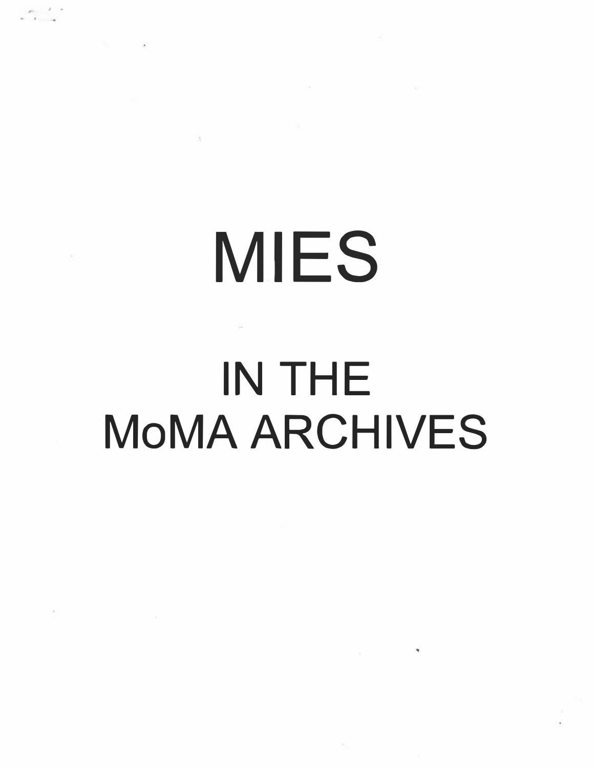# MIES

# IN THE MoMA ARCHIVES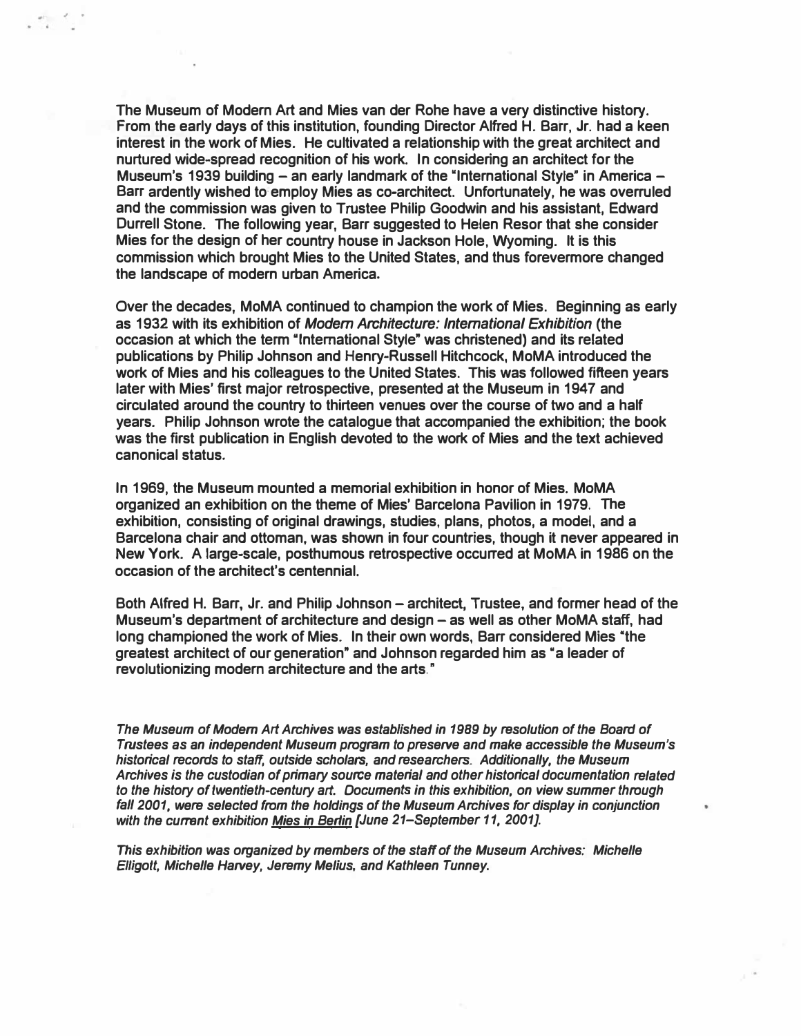The Museum of Modern Art and Mies van der Rohe have a very distinctive history. From the early days of this institution, founding Director Alfred H. Barr, Jr. had a keen interest in the work of Mies. He cultivated a relationship with the great architect and nurtured wide-spread recognition of his work. In considering an architect for the Museum's 1939 building – an early landmark of the "International Style" in America – Barr ardently wished to employ Mies as co-architect. Unfortunately, he was overruled and the commission was given to Trustee Philip Goodwin and his assistant, Edward Durrell Stone. The following year, Barr suggested to Helen Resor that she consider Mies for the design of her country house in Jackson Hole, Wyoming. It is this commission which brought Mies to the United States, and thus forevermore changed the landscape of modern urban America.

Over the decades, MoMA continued to champion the work of Mies. Beginning as early as 1932 with its exhibition of *Modern Architecture: International Exhibition* (the occasion at which the term "International Style" was christened) and its related publications by Philip Johnson and Henry-Russell Hitchcock, MoMA introduced the work of Mies and his colleagues to the United States. This was followed fifteen years later with Mies' first major retrospective, presented at the Museum in 1947 and circulated around the country to thirteen venues over the course of two and a half years. Philip Johnson wrote the catalogue that accompanied the exhibition; the book was the first publication in English devoted to the work of Mies and the text achieved canonical status.

In 1969, the Museum mounted a memorial exhibition in honor of Mies. MoMA organized an exhibition on the theme of Mies' Barcelona Pavilion in 1979. The exhibition, consisting of original drawings, studies, plans, photos, a model, and a Barcelona chair and ottoman, was shown in four countries, though it never appeared in New York. A large-scale, posthumous retrospective occurred at MoMA in 1986 on the occasion of the architect's centennial.

Both Alfred H. Barr, Jr. and Philip Johnson – architect, Trustee, and former head of the Museum's department of architecture and design – as well as other MoMA staff, had long championed the work of Mies. In their own words, Barr considered Mies "the greatest architect of our generation" and Johnson regarded him as "a leader of revolutionizing modern architecture and the arts."

*The Museum of Modern Art Archives was established in 1989 by resolution of the Board of Trustees as an independent Museum program to preserve and make accessible the Museum's historical records to staff, outside scholars, and researchers. Additionally, the Museum Archives is the custodian of primary source material and other historical documentation related to the history of twentieth-century art. Documents in this exhibition, on view summer through fall 2001, were selected from the holdings of the Museum Archives for display in conjunction with the current exhibition Mies in Berlin [June 21–September 11, 2001].*

*This exhibition was organized by members of the staff of the Museum Archives: Michelle Elligott, Michelle Harvey, Jeremy Melius, and Kathleen Tunney.*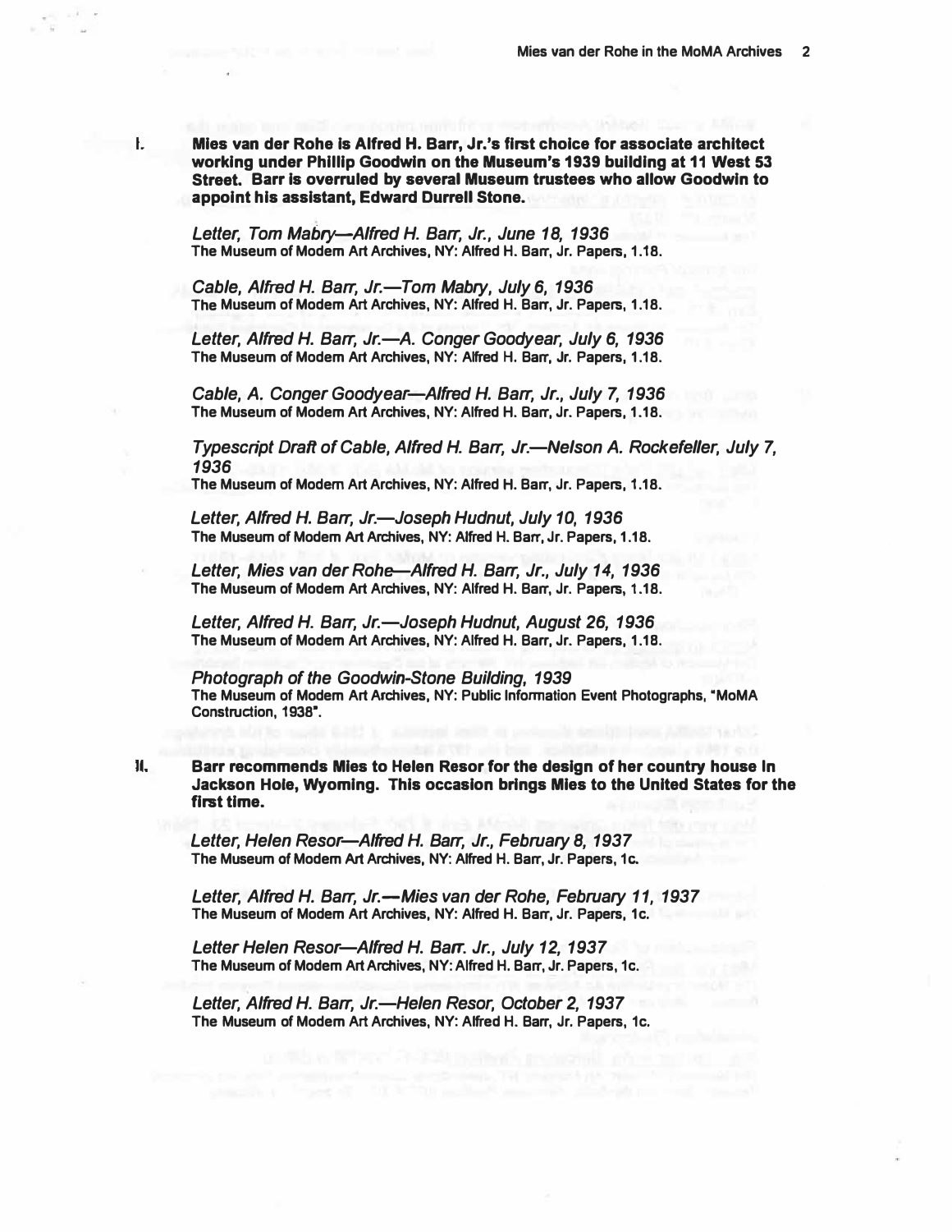I. **Mies van der Rohe is Alfred H. Barr, Jr.'s first choice for associate architect working under Phillip Goodwin on the Museum's 1939 building at 11 West 53 Street. Barr is overruled by several Museum trustees who allow Goodwin to appoint his assistant, Edward Durrell Stone.**

*Letter, Tom Mabry—Alfred H. Barr, Jr., June 18, 1936*
**The Museum of Modern Art Archives, NY: Alfred H. Barr, Jr. Papers, 1.18.**

*Cable, Alfred H. Barr, Jr.—Tom Mabry, July 6, 1936*
**The Museum of Modern Art Archives, NY: Alfred H. Barr, Jr. Papers, 1.18.**

*Letter, Alfred H. Barr, Jr.—A. Conger Goodyear, July 6, 1936*
**The Museum of Modern Art Archives, NY: Alfred H. Barr, Jr. Papers, 1.18.**

*Cable, A. Conger Goodyear—Alfred H. Barr, Jr., July 7, 1936*
**The Museum of Modern Art Archives, NY: Alfred H. Barr, Jr. Papers, 1.18.**

*Typescript Draft of Cable, Alfred H. Barr, Jr.—Nelson A. Rockefeller, July 7, 1936*
**The Museum of Modern Art Archives, NY: Alfred H. Barr, Jr. Papers, 1.18.**

*Letter, Alfred H. Barr, Jr.—Joseph Hudnut, July 10, 1936*
**The Museum of Modern Art Archives, NY: Alfred H. Barr, Jr. Papers, 1.18.**

*Letter, Mies van der Rohe—Alfred H. Barr, Jr., July 14, 1936*
**The Museum of Modern Art Archives, NY: Alfred H. Barr, Jr. Papers, 1.18.**

*Letter, Alfred H. Barr, Jr.—Joseph Hudnut, August 26, 1936*
**The Museum of Modern Art Archives, NY: Alfred H. Barr, Jr. Papers, 1.18.**

*Photograph of the Goodwin-Stone Building, 1939*
**The Museum of Modern Art Archives, NY: Public Information Event Photographs, "MoMA Construction, 1938".**

II. **Barr recommends Mies to Helen Resor for the design of her country house in Jackson Hole, Wyoming. This occasion brings Mies to the United States for the first time.**

*Letter, Helen Resor—Alfred H. Barr, Jr., February 8, 1937*
**The Museum of Modern Art Archives, NY: Alfred H. Barr, Jr. Papers, 1c.**

*Letter, Alfred H. Barr, Jr.—Mies van der Rohe, February 11, 1937*
**The Museum of Modern Art Archives, NY: Alfred H. Barr, Jr. Papers, 1c.**

*Letter Helen Resor—Alfred H. Barr. Jr., July 12, 1937*
**The Museum of Modern Art Archives, NY: Alfred H. Barr, Jr. Papers, 1c.**

*Letter, Alfred H. Barr, Jr.—Helen Resor, October 2, 1937*
**The Museum of Modern Art Archives, NY: Alfred H. Barr, Jr. Papers, 1c.**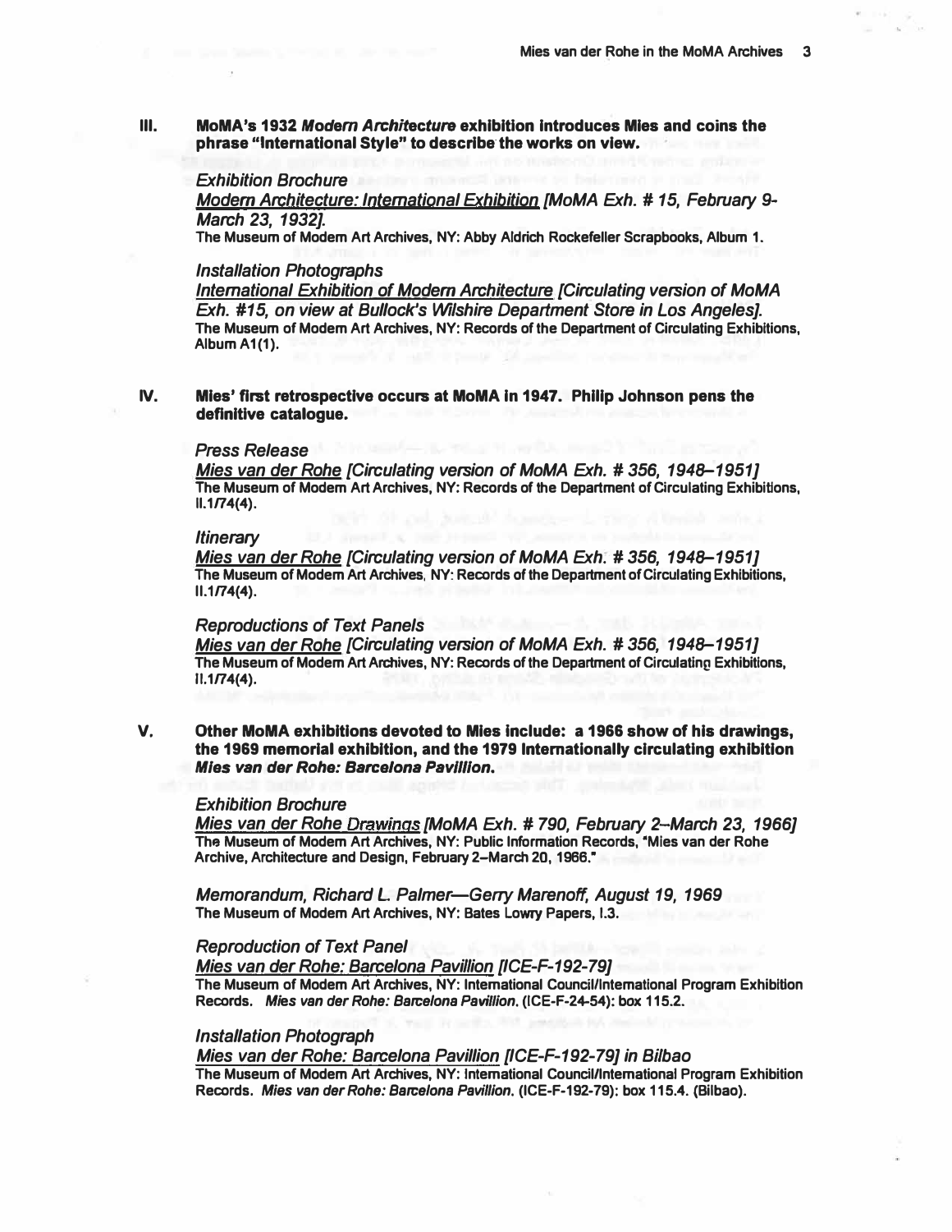**III. MoMA's 1932 *Modern Architecture* exhibition introduces Mies and coins the phrase "International Style" to describe the works on view.**

*Exhibition Brochure*

*Modern Architecture: International Exhibition [MoMA Exh. # 15, February 9-March 23, 1932].*

**The Museum of Modern Art Archives, NY: Abby Aldrich Rockefeller Scrapbooks, Album 1.**

*Installation Photographs*

*International Exhibition of Modern Architecture [Circulating version of MoMA Exh. #15, on view at Bullock's Wilshire Department Store in Los Angeles].*

**The Museum of Modern Art Archives, NY: Records of the Department of Circulating Exhibitions, Album A1(1).**

**IV. Mies' first retrospective occurs at MoMA in 1947. Philip Johnson pens the definitive catalogue.**

*Press Release*

*Mies van der Rohe [Circulating version of MoMA Exh. # 356, 1948–1951]*

**The Museum of Modern Art Archives, NY: Records of the Department of Circulating Exhibitions, II.1/74(4).**

*Itinerary*

*Mies van der Rohe [Circulating version of MoMA Exh. # 356, 1948–1951]*

**The Museum of Modern Art Archives, NY: Records of the Department of Circulating Exhibitions, II.1/74(4).**

*Reproductions of Text Panels*

*Mies van der Rohe [Circulating version of MoMA Exh. # 356, 1948–1951]*

**The Museum of Modern Art Archives, NY: Records of the Department of Circulating Exhibitions, II.1/74(4).**

**V. Other MoMA exhibitions devoted to Mies include: a 1966 show of his drawings, the 1969 memorial exhibition, and the 1979 internationally circulating exhibition *Mies van der Rohe: Barcelona Pavilion*.**

*Exhibition Brochure*

*Mies van der Rohe Drawings [MoMA Exh. # 790, February 2–March 23, 1966]*

**The Museum of Modern Art Archives, NY: Public Information Records, "Mies van der Rohe Archive, Architecture and Design, February 2–March 20, 1966."**

*Memorandum, Richard L. Palmer—Gerry Marenoff, August 19, 1969*

**The Museum of Modern Art Archives, NY: Bates Lowry Papers, I.3.**

*Reproduction of Text Panel*

*Mies van der Rohe: Barcelona Pavillion [ICE-F-192-79]*

**The Museum of Modern Art Archives, NY: International Council/International Program Exhibition Records. *Mies van der Rohe: Barcelona Pavilion*. (ICE-F-24-54): box 115.2.**

*Installation Photograph*

*Mies van der Rohe: Barcelona Pavillion [ICE-F-192-79] in Bilbao*

**The Museum of Modern Art Archives, NY: International Council/International Program Exhibition Records. *Mies van der Rohe: Barcelona Pavilion*. (ICE-F-192-79): box 115.4. (Bilbao).**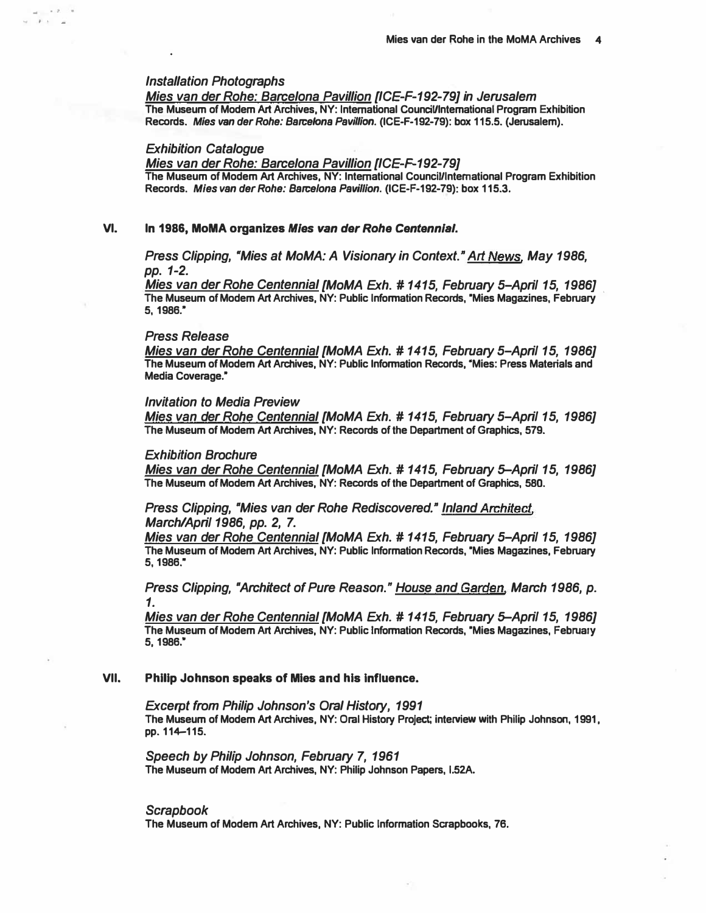*Installation Photographs*

*Mies van der Rohe: Barcelona Pavillion [ICE-F-192-79] in Jerusalem*
**The Museum of Modern Art Archives, NY: International Council/International Program Exhibition Records. *Mies van der Rohe: Barcelona Pavillion.* (ICE-F-192-79): box 115.5. (Jerusalem).**

*Exhibition Catalogue*

*Mies van der Rohe: Barcelona Pavillion [ICE-F-192-79]*
**The Museum of Modern Art Archives, NY: International Council/International Program Exhibition Records. *Mies van der Rohe: Barcelona Pavillion.* (ICE-F-192-79): box 115.3.**

## VI. In 1986, MoMA organizes *Mies van der Rohe Centennial.*

*Press Clipping, "Mies at MoMA: A Visionary in Context." Art News, May 1986, pp. 1-2.*

*Mies van der Rohe Centennial [MoMA Exh. # 1415, February 5–April 15, 1986]*
**The Museum of Modern Art Archives, NY: Public Information Records, "Mies Magazines, February 5, 1986."**

*Press Release*

*Mies van der Rohe Centennial [MoMA Exh. # 1415, February 5–April 15, 1986]*
**The Museum of Modern Art Archives, NY: Public Information Records, "Mies: Press Materials and Media Coverage."**

*Invitation to Media Preview*

*Mies van der Rohe Centennial [MoMA Exh. # 1415, February 5–April 15, 1986]*
**The Museum of Modern Art Archives, NY: Records of the Department of Graphics, 579.**

*Exhibition Brochure*

*Mies van der Rohe Centennial [MoMA Exh. # 1415, February 5–April 15, 1986]*
**The Museum of Modern Art Archives, NY: Records of the Department of Graphics, 580.**

*Press Clipping, "Mies van der Rohe Rediscovered." Inland Architect, March/April 1986, pp. 2, 7.*

*Mies van der Rohe Centennial [MoMA Exh. # 1415, February 5–April 15, 1986]*
**The Museum of Modern Art Archives, NY: Public Information Records, "Mies Magazines, February 5, 1986."**

*Press Clipping, "Architect of Pure Reason." House and Garden, March 1986, p. 1.*

*Mies van der Rohe Centennial [MoMA Exh. # 1415, February 5–April 15, 1986]*
**The Museum of Modern Art Archives, NY: Public Information Records, "Mies Magazines, February 5, 1986."**

## VII. Philip Johnson speaks of Mies and his influence.

*Excerpt from Philip Johnson's Oral History, 1991*
**The Museum of Modern Art Archives, NY: Oral History Project; interview with Philip Johnson, 1991, pp. 114–115.**

*Speech by Philip Johnson, February 7, 1961*
**The Museum of Modern Art Archives, NY: Philip Johnson Papers, I.52A.**

*Scrapbook*
**The Museum of Modern Art Archives, NY: Public Information Scrapbooks, 76.**